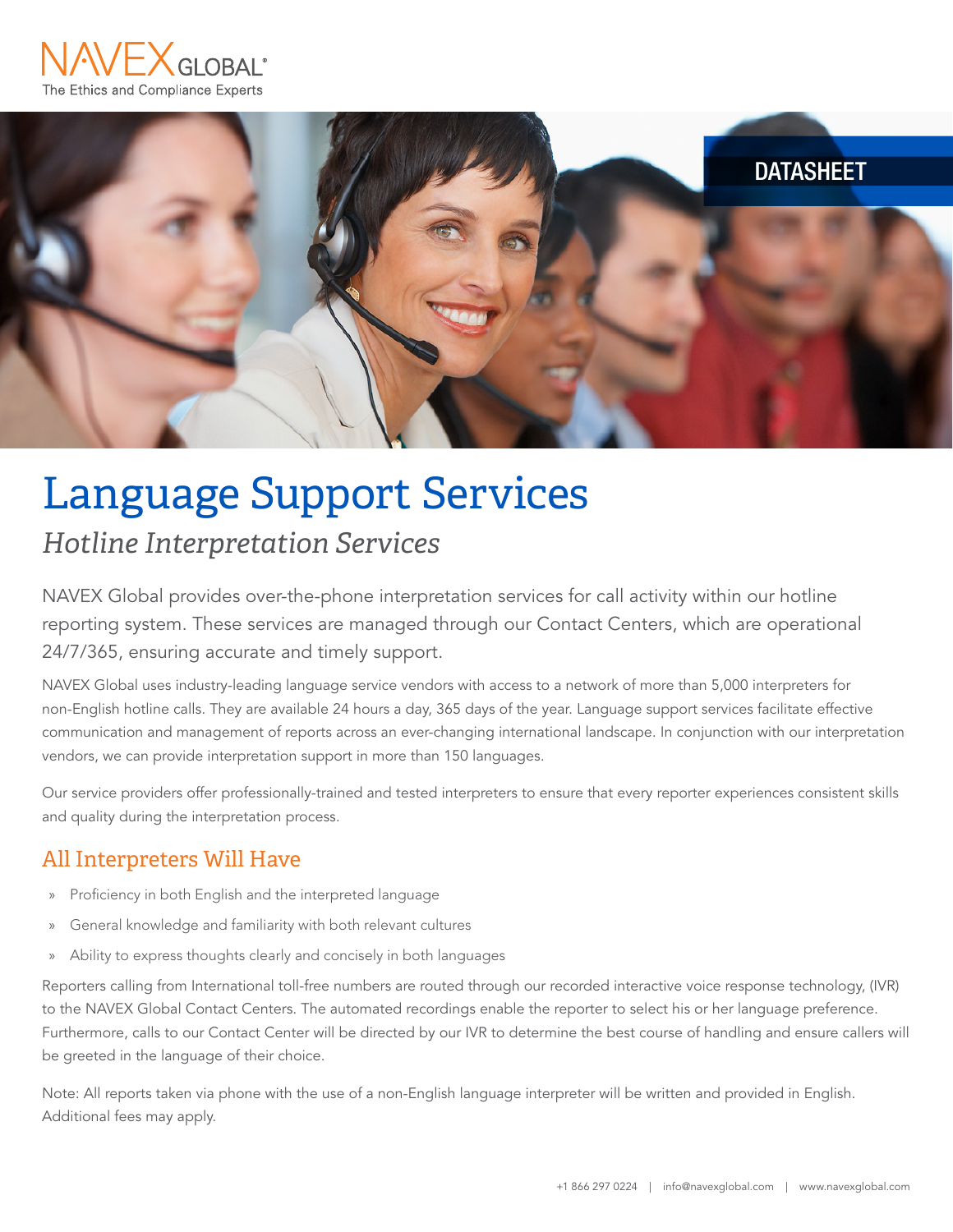NAVEX GLOBAL®
The Ethics and Compliance Experts

DATASHEET

# Language Support Services

## *Hotline Interpretation Services*

NAVEX Global provides over-the-phone interpretation services for call activity within our hotline reporting system. These services are managed through our Contact Centers, which are operational 24/7/365, ensuring accurate and timely support.

NAVEX Global uses industry-leading language service vendors with access to a network of more than 5,000 interpreters for non-English hotline calls. They are available 24 hours a day, 365 days of the year. Language support services facilitate effective communication and management of reports across an ever-changing international landscape. In conjunction with our interpretation vendors, we can provide interpretation support in more than 150 languages.

Our service providers offer professionally-trained and tested interpreters to ensure that every reporter experiences consistent skills and quality during the interpretation process.

### All Interpreters Will Have

- Proficiency in both English and the interpreted language
- General knowledge and familiarity with both relevant cultures
- Ability to express thoughts clearly and concisely in both languages

Reporters calling from International toll-free numbers are routed through our recorded interactive voice response technology, (IVR) to the NAVEX Global Contact Centers. The automated recordings enable the reporter to select his or her language preference. Furthermore, calls to our Contact Center will be directed by our IVR to determine the best course of handling and ensure callers will be greeted in the language of their choice.

Note: All reports taken via phone with the use of a non-English language interpreter will be written and provided in English. Additional fees may apply.

+1 866 297 0224 | info@navexglobal.com | www.navexglobal.com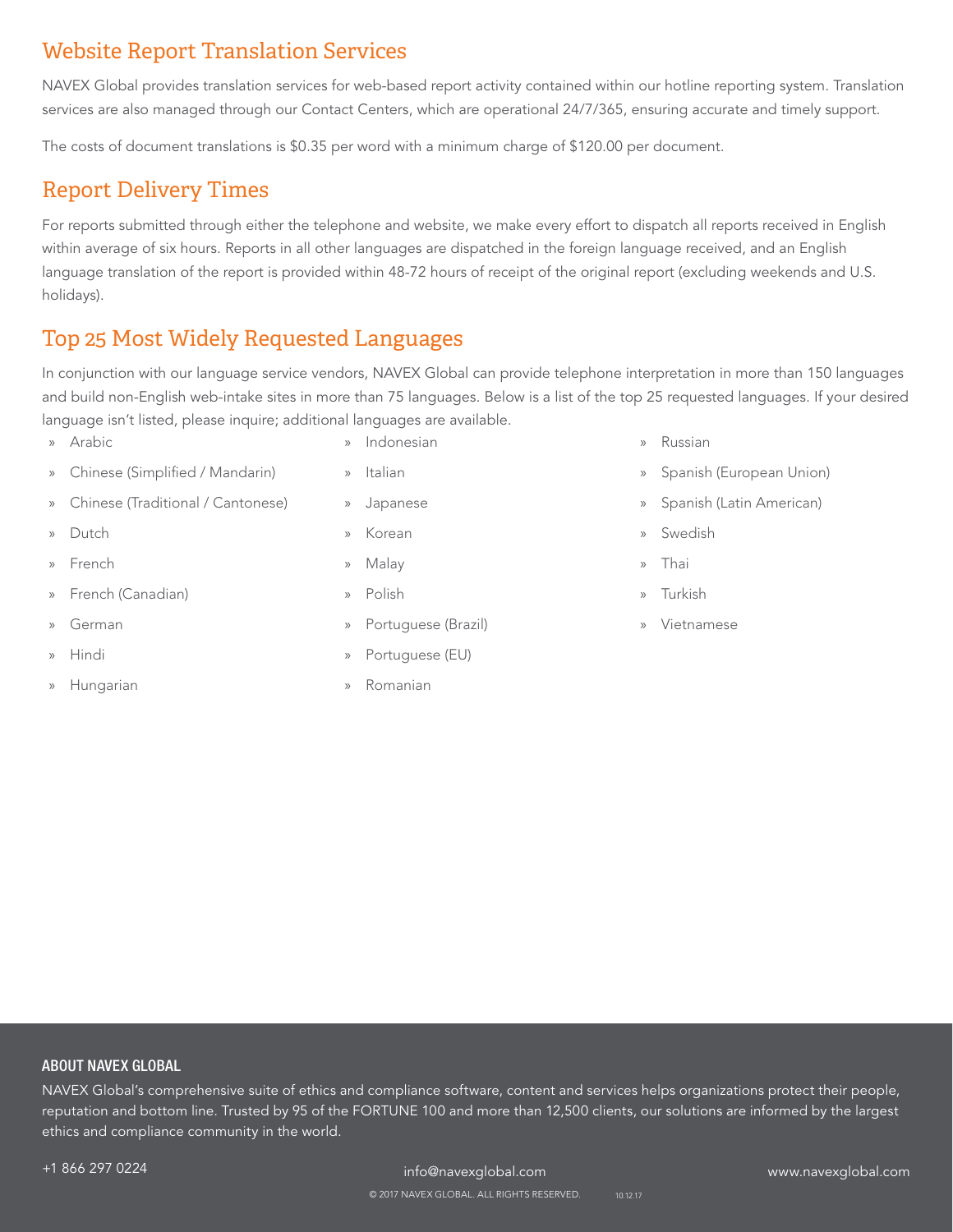## Website Report Translation Services

NAVEX Global provides translation services for web-based report activity contained within our hotline reporting system. Translation services are also managed through our Contact Centers, which are operational 24/7/365, ensuring accurate and timely support.

The costs of document translations is $0.35 per word with a minimum charge of $120.00 per document.

## Report Delivery Times

For reports submitted through either the telephone and website, we make every effort to dispatch all reports received in English within average of six hours. Reports in all other languages are dispatched in the foreign language received, and an English language translation of the report is provided within 48-72 hours of receipt of the original report (excluding weekends and U.S. holidays).

## Top 25 Most Widely Requested Languages

In conjunction with our language service vendors, NAVEX Global can provide telephone interpretation in more than 150 languages and build non-English web-intake sites in more than 75 languages. Below is a list of the top 25 requested languages. If your desired language isn't listed, please inquire; additional languages are available.

- Arabic
- Chinese (Simplified / Mandarin)
- Chinese (Traditional / Cantonese)
- Dutch
- French
- French (Canadian)
- German
- Hindi
- Hungarian
- Indonesian
- Italian
- Japanese
- Korean
- Malay
- Polish
- Portuguese (Brazil)
- Portuguese (EU)
- Romanian
- Russian
- Spanish (European Union)
- Spanish (Latin American)
- Swedish
- Thai
- Turkish
- Vietnamese

### ABOUT NAVEX GLOBAL

NAVEX Global's comprehensive suite of ethics and compliance software, content and services helps organizations protect their people, reputation and bottom line. Trusted by 95 of the FORTUNE 100 and more than 12,500 clients, our solutions are informed by the largest ethics and compliance community in the world.

+1 866 297 0224 info@navexglobal.com www.navexglobal.com

© 2017 NAVEX GLOBAL. ALL RIGHTS RESERVED. 10.12.17